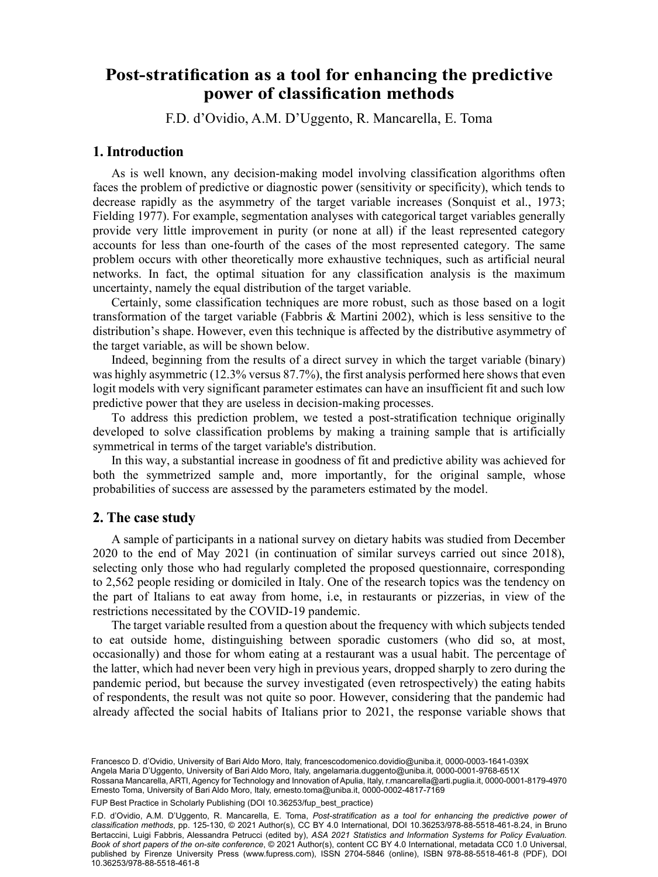# Post-stratification as a tool for enhancing the predictive power of classification methods

F.D. d'Ovidio, A.M. D'Uggento, R. Mancarella, E. Toma

## 1. Introduction

As is well known, any decision-making model involving classification algorithms often faces the problem of predictive or diagnostic power (sensitivity or specificity), which tends to decrease rapidly as the asymmetry of the target variable increases (Sonquist et al., 1973; Fielding 1977). For example, segmentation analyses with categorical target variables generally provide very little improvement in purity (or none at all) if the least represented category accounts for less than one-fourth of the cases of the most represented category. The same problem occurs with other theoretically more exhaustive techniques, such as artificial neural networks. In fact, the optimal situation for any classification analysis is the maximum uncertainty, namely the equal distribution of the target variable.

Certainly, some classification techniques are more robust, such as those based on a logit transformation of the target variable (Fabbris & Martini 2002), which is less sensitive to the distribution's shape. However, even this technique is affected by the distributive asymmetry of the target variable, as will be shown below.

Indeed, beginning from the results of a direct survey in which the target variable (binary) was highly asymmetric (12.3% versus 87.7%), the first analysis performed here shows that even logit models with very significant parameter estimates can have an insufficient fit and such low predictive power that they are useless in decision-making processes.

To address this prediction problem, we tested a post-stratification technique originally developed to solve classification problems by making a training sample that is artificially symmetrical in terms of the target variable's distribution.

In this way, a substantial increase in goodness of fit and predictive ability was achieved for both the symmetrized sample and, more importantly, for the original sample, whose probabilities of success are assessed by the parameters estimated by the model.

## 2. The case study

A sample of participants in a national survey on dietary habits was studied from December 2020 to the end of May 2021 (in continuation of similar surveys carried out since 2018), selecting only those who had regularly completed the proposed questionnaire, corresponding to 2,562 people residing or domiciled in Italy. One of the research topics was the tendency on the part of Italians to eat away from home, i.e, in restaurants or pizzerias, in view of the restrictions necessitated by the COVID-19 pandemic.

The target variable resulted from a question about the frequency with which subjects tended to eat outside home, distinguishing between sporadic customers (who did so, at most, occasionally) and those for whom eating at a restaurant was a usual habit. The percentage of the latter, which had never been very high in previous years, dropped sharply to zero during the pandemic period, but because the survey investigated (even retrospectively) the eating habits of respondents, the result was not quite so poor. However, considering that the pandemic had already affected the social habits of Italians prior to 2021, the response variable shows that

Francesco D. d'Ovidio, University of Bari Aldo Moro, Italy, francescodomenico.dovidio@uniba.it, 0000-0003-1641-039X
Angela Maria D'Uggento, University of Bari Aldo Moro, Italy, angelamaria.duggento@uniba.it, 0000-0001-9768-651X
Rossana Mancarella, ARTI, Agency for Technology and Innovation of Apulia, Italy, r.mancarella@arti.puglia.it, 0000-0001-8179-4970
Ernesto Toma, University of Bari Aldo Moro, Italy, ernesto.toma@uniba.it, 0000-0002-4817-7169

FUP Best Practice in Scholarly Publishing (DOI 10.36253/fup_best_practice)

F.D. d'Ovidio, A.M. D'Uggento, R. Mancarella, E. Toma, *Post-stratification as a tool for enhancing the predictive power of classification methods*, pp. 125-130, © 2021 Author(s), CC BY 4.0 International, DOI 10.36253/978-88-5518-461-8.24, in Bruno Bertaccini, Luigi Fabbris, Alessandra Petrucci (edited by), *ASA 2021 Statistics and Information Systems for Policy Evaluation. Book of short papers of the on-site conference*, © 2021 Author(s), content CC BY 4.0 International, metadata CC0 1.0 Universal, published by Firenze University Press (www.fupress.com), ISSN 2704-5846 (online), ISBN 978-88-5518-461-8 (PDF), DOI 10.36253/978-88-5518-461-8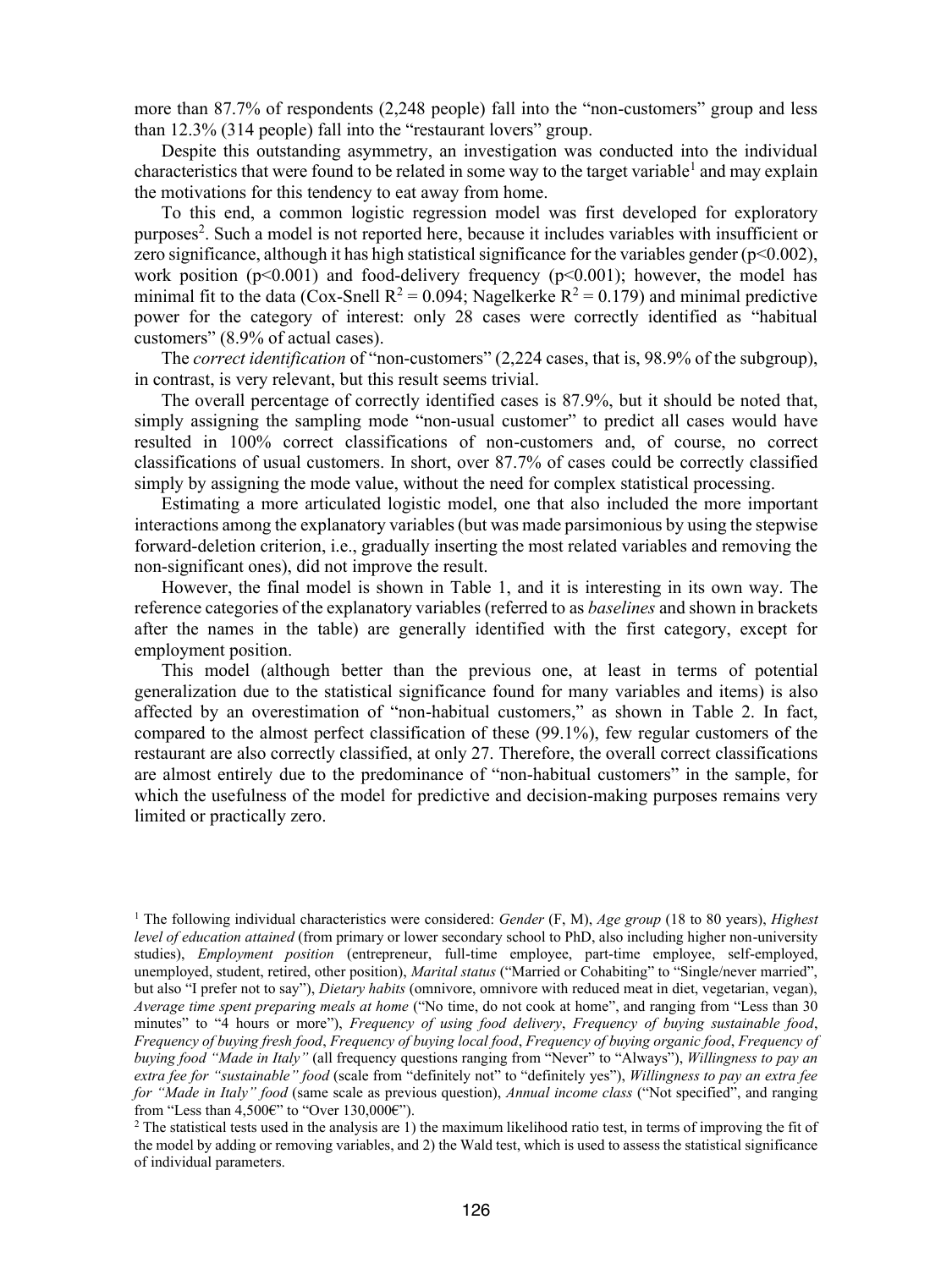more than 87.7% of respondents (2,248 people) fall into the "non-customers" group and less than 12.3% (314 people) fall into the "restaurant lovers" group.

Despite this outstanding asymmetry, an investigation was conducted into the individual characteristics that were found to be related in some way to the target variable[1] and may explain the motivations for this tendency to eat away from home.

To this end, a common logistic regression model was first developed for exploratory purposes[2]. Such a model is not reported here, because it includes variables with insufficient or zero significance, although it has high statistical significance for the variables gender ($p<0.002$), work position ($p<0.001$) and food-delivery frequency ($p<0.001$); however, the model has minimal fit to the data (Cox-Snell $R^2 = 0.094$; Nagelkerke $R^2 = 0.179$) and minimal predictive power for the category of interest: only 28 cases were correctly identified as "habitual customers" (8.9% of actual cases).

The *correct identification* of "non-customers" (2,224 cases, that is, 98.9% of the subgroup), in contrast, is very relevant, but this result seems trivial.

The overall percentage of correctly identified cases is 87.9%, but it should be noted that, simply assigning the sampling mode "non-usual customer" to predict all cases would have resulted in 100% correct classifications of non-customers and, of course, no correct classifications of usual customers. In short, over 87.7% of cases could be correctly classified simply by assigning the mode value, without the need for complex statistical processing.

Estimating a more articulated logistic model, one that also included the more important interactions among the explanatory variables (but was made parsimonious by using the stepwise forward-deletion criterion, i.e., gradually inserting the most related variables and removing the non-significant ones), did not improve the result.

However, the final model is shown in Table 1, and it is interesting in its own way. The reference categories of the explanatory variables (referred to as *baselines* and shown in brackets after the names in the table) are generally identified with the first category, except for employment position.

This model (although better than the previous one, at least in terms of potential generalization due to the statistical significance found for many variables and items) is also affected by an overestimation of "non-habitual customers," as shown in Table 2. In fact, compared to the almost perfect classification of these (99.1%), few regular customers of the restaurant are also correctly classified, at only 27. Therefore, the overall correct classifications are almost entirely due to the predominance of "non-habitual customers" in the sample, for which the usefulness of the model for predictive and decision-making purposes remains very limited or practically zero.

[1] The following individual characteristics were considered: *Gender* (F, M), *Age group* (18 to 80 years), *Highest level of education attained* (from primary or lower secondary school to PhD, also including higher non-university studies), *Employment position* (entrepreneur, full-time employee, part-time employee, self-employed, unemployed, student, retired, other position), *Marital status* ("Married or Cohabiting" to "Single/never married", but also "I prefer not to say"), *Dietary habits* (omnivore, omnivore with reduced meat in diet, vegetarian, vegan), *Average time spent preparing meals at home* ("No time, do not cook at home", and ranging from "Less than 30 minutes" to "4 hours or more"), *Frequency of using food delivery*, *Frequency of buying sustainable food*, *Frequency of buying fresh food*, *Frequency of buying local food*, *Frequency of buying organic food*, *Frequency of buying food "Made in Italy"* (all frequency questions ranging from "Never" to "Always"), *Willingness to pay an extra fee for "sustainable" food* (scale from "definitely not" to "definitely yes"), *Willingness to pay an extra fee for "Made in Italy" food* (same scale as previous question), *Annual income class* ("Not specified", and ranging from "Less than 4,500€" to "Over 130,000€").

[2] The statistical tests used in the analysis are 1) the maximum likelihood ratio test, in terms of improving the fit of the model by adding or removing variables, and 2) the Wald test, which is used to assess the statistical significance of individual parameters.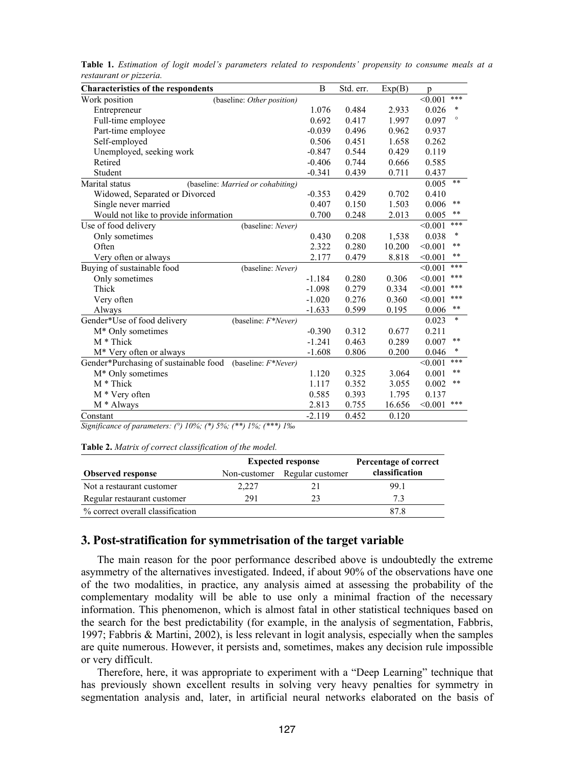**Table 1.** *Estimation of logit model's parameters related to respondents' propensity to consume meals at a restaurant or pizzeria.*

| Characteristics of the respondents | | B | Std. err. | Exp(B) | p | |
|---|---|---|---|---|---|---|
| Work position | (baseline: *Other position*) | | | | <0.001 | *** |
| Entrepreneur | | 1.076 | 0.484 | 2.933 | 0.026 | * |
| Full-time employee | | 0.692 | 0.417 | 1.997 | 0.097 | ° |
| Part-time employee | | -0.039 | 0.496 | 0.962 | 0.937 | |
| Self-employed | | 0.506 | 0.451 | 1.658 | 0.262 | |
| Unemployed, seeking work | | -0.847 | 0.544 | 0.429 | 0.119 | |
| Retired | | -0.406 | 0.744 | 0.666 | 0.585 | |
| Student | | -0.341 | 0.439 | 0.711 | 0.437 | |
| Marital status | (baseline: *Married or cohabiting*) | | | | 0.005 | ** |
| Widowed, Separated or Divorced | | -0.353 | 0.429 | 0.702 | 0.410 | |
| Single never married | | 0.407 | 0.150 | 1.503 | 0.006 | ** |
| Would not like to provide information | | 0.700 | 0.248 | 2.013 | 0.005 | ** |
| Use of food delivery | (baseline: *Never*) | | | | <0.001 | *** |
| Only sometimes | | 0.430 | 0.208 | 1,538 | 0.038 | * |
| Often | | 2.322 | 0.280 | 10.200 | <0.001 | ** |
| Very often or always | | 2.177 | 0.479 | 8.818 | <0.001 | ** |
| Buying of sustainable food | (baseline: *Never*) | | | | <0.001 | *** |
| Only sometimes | | -1.184 | 0.280 | 0.306 | <0.001 | *** |
| Thick | | -1.098 | 0.279 | 0.334 | <0.001 | *** |
| Very often | | -1.020 | 0.276 | 0.360 | <0.001 | *** |
| Always | | -1.633 | 0.599 | 0.195 | 0.006 | ** |
| Gender*Use of food delivery | (baseline: *F*Never*) | | | | 0.023 | * |
| M* Only sometimes | | -0.390 | 0.312 | 0.677 | 0.211 | |
| M * Thick | | -1.241 | 0.463 | 0.289 | 0.007 | ** |
| M* Very often or always | | -1.608 | 0.806 | 0.200 | 0.046 | * |
| Gender*Purchasing of sustainable food | (baseline: *F*Never*) | | | | <0.001 | *** |
| M* Only sometimes | | 1.120 | 0.325 | 3.064 | 0.001 | ** |
| M * Thick | | 1.117 | 0.352 | 3.055 | 0.002 | ** |
| M * Very often | | 0.585 | 0.393 | 1.795 | 0.137 | |
| M * Always | | 2.813 | 0.755 | 16.656 | <0.001 | *** |
| Constant | | -2.119 | 0.452 | 0.120 | | |

*Significance of parameters: (°) 10%; (\*) 5%; (\*\*) 1%; (\*\*\*) 1‰*

**Table 2.** *Matrix of correct classification of the model.*

| Observed response | Expected response | | Percentage of correct classification |
|---|---|---|---|
| | Non-customer | Regular customer | |
| Not a restaurant customer | 2,227 | 21 | 99.1 |
| Regular restaurant customer | 291 | 23 | 7.3 |
| % correct overall classification | | | 87.8 |

## 3. Post-stratification for symmetrisation of the target variable

The main reason for the poor performance described above is undoubtedly the extreme asymmetry of the alternatives investigated. Indeed, if about 90% of the observations have one of the two modalities, in practice, any analysis aimed at assessing the probability of the complementary modality will be able to use only a minimal fraction of the necessary information. This phenomenon, which is almost fatal in other statistical techniques based on the search for the best predictability (for example, in the analysis of segmentation, Fabbris, 1997; Fabbris & Martini, 2002), is less relevant in logit analysis, especially when the samples are quite numerous. However, it persists and, sometimes, makes any decision rule impossible or very difficult.

Therefore, here, it was appropriate to experiment with a "Deep Learning" technique that has previously shown excellent results in solving very heavy penalties for symmetry in segmentation analysis and, later, in artificial neural networks elaborated on the basis of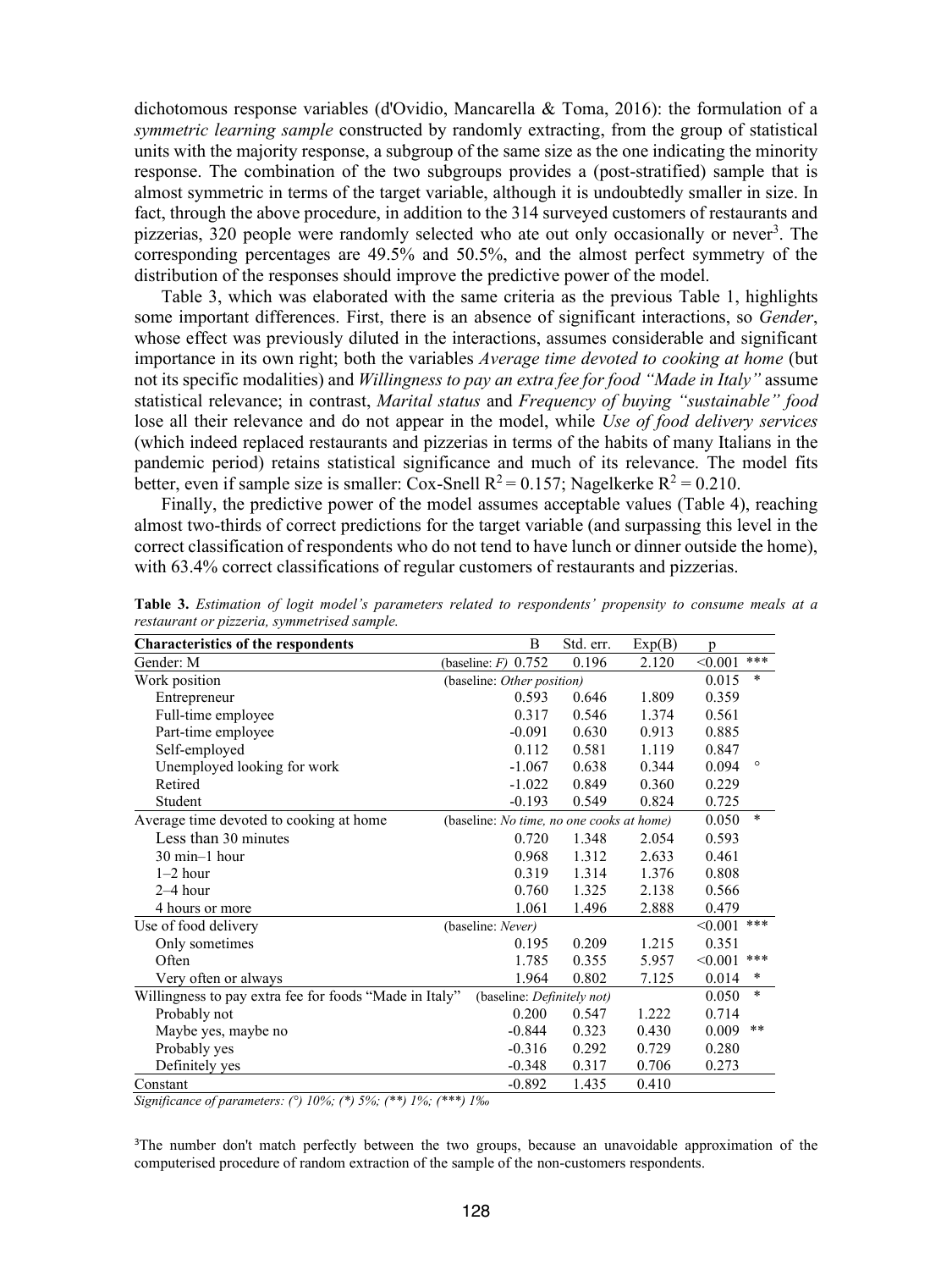dichotomous response variables (d'Ovidio, Mancarella & Toma, 2016): the formulation of a *symmetric learning sample* constructed by randomly extracting, from the group of statistical units with the majority response, a subgroup of the same size as the one indicating the minority response. The combination of the two subgroups provides a (post-stratified) sample that is almost symmetric in terms of the target variable, although it is undoubtedly smaller in size. In fact, through the above procedure, in addition to the 314 surveyed customers of restaurants and pizzerias, 320 people were randomly selected who ate out only occasionally or never[3]. The corresponding percentages are 49.5% and 50.5%, and the almost perfect symmetry of the distribution of the responses should improve the predictive power of the model.

Table 3, which was elaborated with the same criteria as the previous Table 1, highlights some important differences. First, there is an absence of significant interactions, so *Gender*, whose effect was previously diluted in the interactions, assumes considerable and significant importance in its own right; both the variables *Average time devoted to cooking at home* (but not its specific modalities) and *Willingness to pay an extra fee for food "Made in Italy"* assume statistical relevance; in contrast, *Marital status* and *Frequency of buying "sustainable" food* lose all their relevance and do not appear in the model, while *Use of food delivery services* (which indeed replaced restaurants and pizzerias in terms of the habits of many Italians in the pandemic period) retains statistical significance and much of its relevance. The model fits better, even if sample size is smaller: Cox-Snell $R^2 = 0.157$; Nagelkerke $R^2 = 0.210$.

Finally, the predictive power of the model assumes acceptable values (Table 4), reaching almost two-thirds of correct predictions for the target variable (and surpassing this level in the correct classification of respondents who do not tend to have lunch or dinner outside the home), with 63.4% correct classifications of regular customers of restaurants and pizzerias.

**Table 3.** *Estimation of logit model's parameters related to respondents' propensity to consume meals at a restaurant or pizzeria, symmetrised sample.*

| Characteristics of the respondents | B | Std. err. | Exp(B) | p | |
|---|---|---|---|---|---|
| Gender: M | (baseline: *F*) 0.752 | 0.196 | 2.120 | <0.001 | *** |
| Work position | (baseline: *Other position*) | | | 0.015 | * |
| Entrepreneur | 0.593 | 0.646 | 1.809 | 0.359 | |
| Full-time employee | 0.317 | 0.546 | 1.374 | 0.561 | |
| Part-time employee | -0.091 | 0.630 | 0.913 | 0.885 | |
| Self-employed | 0.112 | 0.581 | 1.119 | 0.847 | |
| Unemployed looking for work | -1.067 | 0.638 | 0.344 | 0.094 | ° |
| Retired | -1.022 | 0.849 | 0.360 | 0.229 | |
| Student | -0.193 | 0.549 | 0.824 | 0.725 | |
| Average time devoted to cooking at home | (baseline: *No time, no one cooks at home*) | | | 0.050 | * |
| Less than 30 minutes | 0.720 | 1.348 | 2.054 | 0.593 | |
| 30 min–1 hour | 0.968 | 1.312 | 2.633 | 0.461 | |
| 1–2 hour | 0.319 | 1.314 | 1.376 | 0.808 | |
| 2–4 hour | 0.760 | 1.325 | 2.138 | 0.566 | |
| 4 hours or more | 1.061 | 1.496 | 2.888 | 0.479 | |
| Use of food delivery | (baseline: *Never*) | | | <0.001 | *** |
| Only sometimes | 0.195 | 0.209 | 1.215 | 0.351 | |
| Often | 1.785 | 0.355 | 5.957 | <0.001 | *** |
| Very often or always | 1.964 | 0.802 | 7.125 | 0.014 | * |
| Willingness to pay extra fee for foods "Made in Italy" | (baseline: *Definitely not*) | | | 0.050 | * |
| Probably not | 0.200 | 0.547 | 1.222 | 0.714 | |
| Maybe yes, maybe no | -0.844 | 0.323 | 0.430 | 0.009 | ** |
| Probably yes | -0.316 | 0.292 | 0.729 | 0.280 | |
| Definitely yes | -0.348 | 0.317 | 0.706 | 0.273 | |
| Constant | -0.892 | 1.435 | 0.410 | | |

*Significance of parameters: (°) 10%; (*) 5%; (**) 1%; (***) 1‰*

[3]The number don't match perfectly between the two groups, because an unavoidable approximation of the computerised procedure of random extraction of the sample of the non-customers respondents.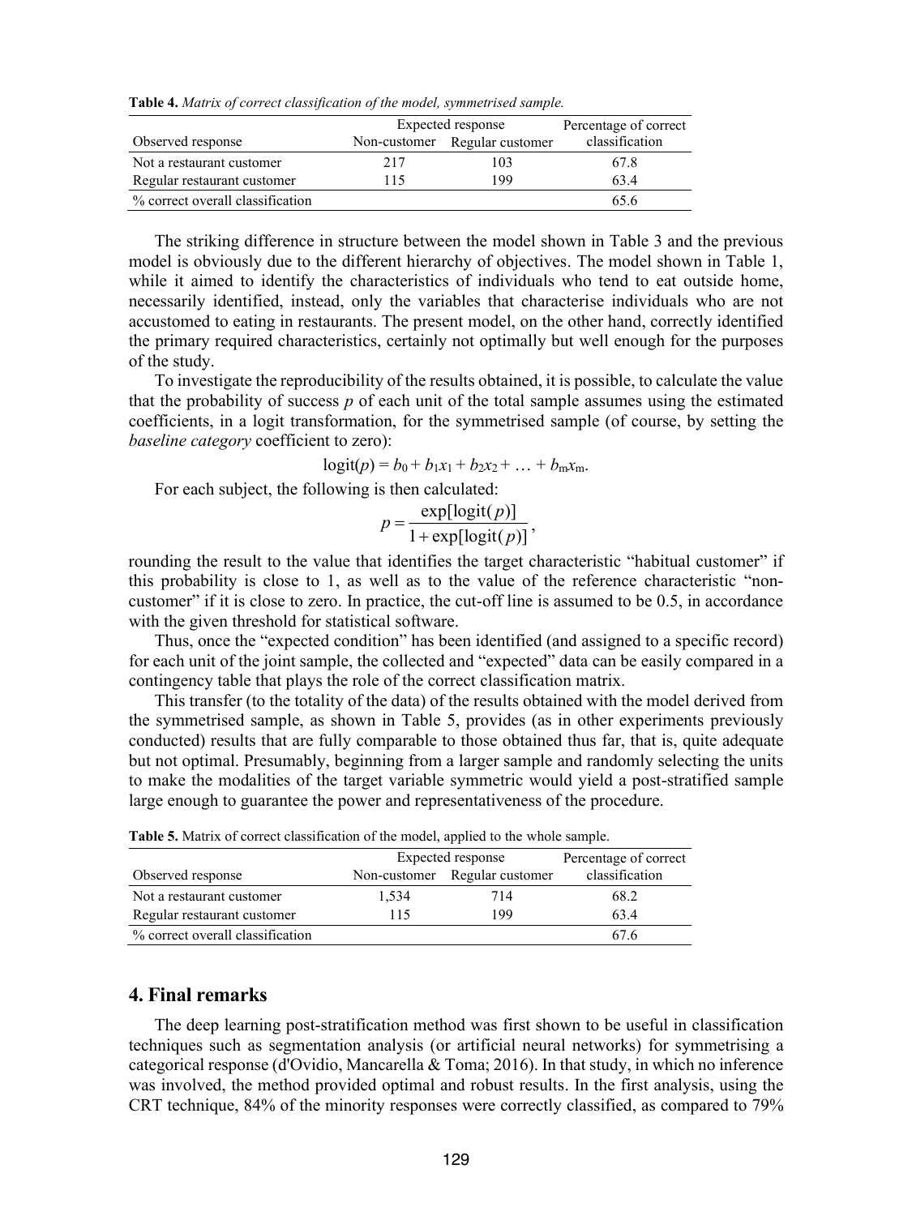**Table 4.** *Matrix of correct classification of the model, symmetrised sample.*

| Observed response | Expected response | | Percentage of correct classification |
|---|---|---|---|
| | Non-customer | Regular customer | |
| Not a restaurant customer | 217 | 103 | 67.8 |
| Regular restaurant customer | 115 | 199 | 63.4 |
| % correct overall classification | | | 65.6 |

The striking difference in structure between the model shown in Table 3 and the previous model is obviously due to the different hierarchy of objectives. The model shown in Table 1, while it aimed to identify the characteristics of individuals who tend to eat outside home, necessarily identified, instead, only the variables that characterise individuals who are not accustomed to eating in restaurants. The present model, on the other hand, correctly identified the primary required characteristics, certainly not optimally but well enough for the purposes of the study.

To investigate the reproducibility of the results obtained, it is possible, to calculate the value that the probability of success $p$ of each unit of the total sample assumes using the estimated coefficients, in a logit transformation, for the symmetrised sample (of course, by setting the *baseline category* coefficient to zero):

$$\text{logit}(p) = b_0 + b_1x_1 + b_2x_2 + \ldots + b_mx_m.$$

For each subject, the following is then calculated:

$$p = \frac{\exp[\text{logit}(p)]}{1 + \exp[\text{logit}(p)]},$$

rounding the result to the value that identifies the target characteristic "habitual customer" if this probability is close to 1, as well as to the value of the reference characteristic "non-customer" if it is close to zero. In practice, the cut-off line is assumed to be 0.5, in accordance with the given threshold for statistical software.

Thus, once the "expected condition" has been identified (and assigned to a specific record) for each unit of the joint sample, the collected and "expected" data can be easily compared in a contingency table that plays the role of the correct classification matrix.

This transfer (to the totality of the data) of the results obtained with the model derived from the symmetrised sample, as shown in Table 5, provides (as in other experiments previously conducted) results that are fully comparable to those obtained thus far, that is, quite adequate but not optimal. Presumably, beginning from a larger sample and randomly selecting the units to make the modalities of the target variable symmetric would yield a post-stratified sample large enough to guarantee the power and representativeness of the procedure.

**Table 5.** Matrix of correct classification of the model, applied to the whole sample.

| Observed response | Expected response | | Percentage of correct classification |
|---|---|---|---|
| | Non-customer | Regular customer | |
| Not a restaurant customer | 1,534 | 714 | 68.2 |
| Regular restaurant customer | 115 | 199 | 63.4 |
| % correct overall classification | | | 67.6 |

## 4. Final remarks

The deep learning post-stratification method was first shown to be useful in classification techniques such as segmentation analysis (or artificial neural networks) for symmetrising a categorical response (d'Ovidio, Mancarella & Toma; 2016). In that study, in which no inference was involved, the method provided optimal and robust results. In the first analysis, using the CRT technique, 84% of the minority responses were correctly classified, as compared to 79%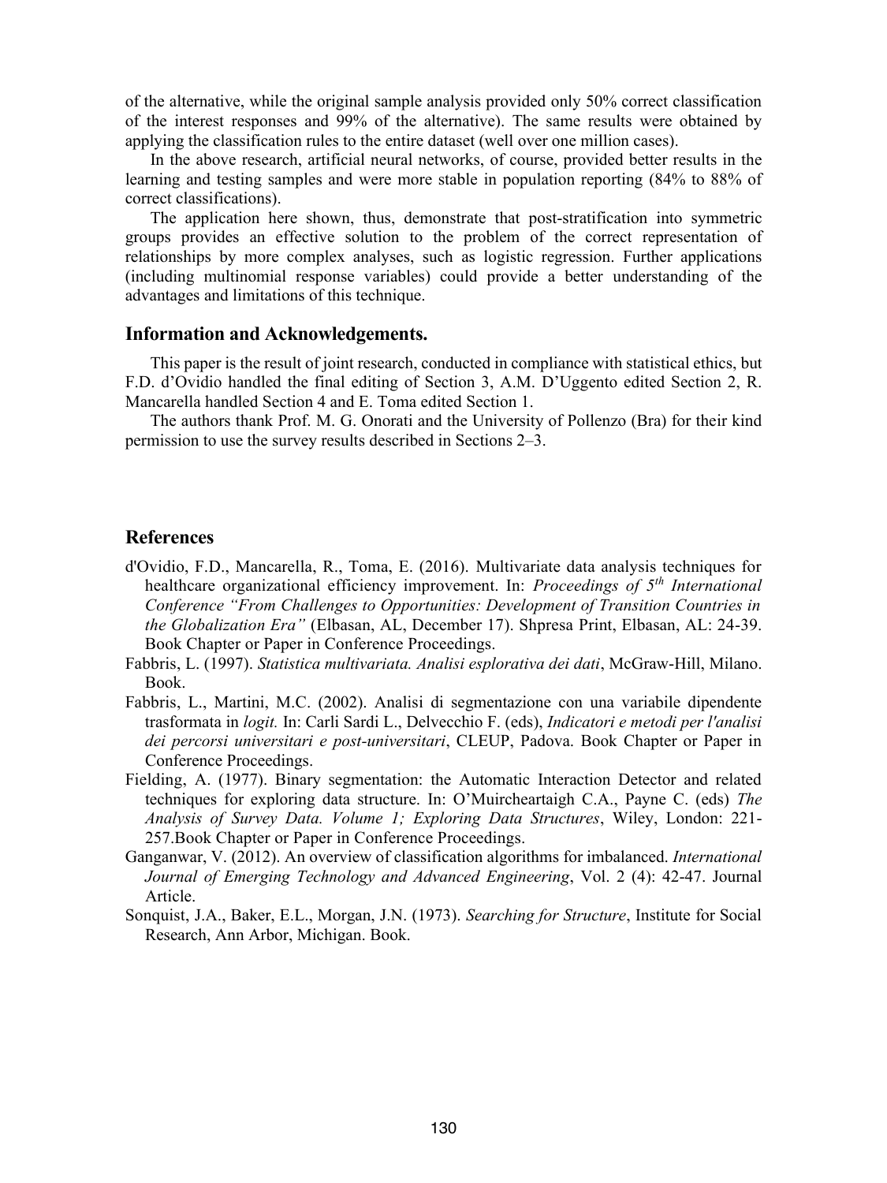of the alternative, while the original sample analysis provided only 50% correct classification of the interest responses and 99% of the alternative). The same results were obtained by applying the classification rules to the entire dataset (well over one million cases).

In the above research, artificial neural networks, of course, provided better results in the learning and testing samples and were more stable in population reporting (84% to 88% of correct classifications).

The application here shown, thus, demonstrate that post-stratification into symmetric groups provides an effective solution to the problem of the correct representation of relationships by more complex analyses, such as logistic regression. Further applications (including multinomial response variables) could provide a better understanding of the advantages and limitations of this technique.

## Information and Acknowledgements.

This paper is the result of joint research, conducted in compliance with statistical ethics, but F.D. d'Ovidio handled the final editing of Section 3, A.M. D'Uggento edited Section 2, R. Mancarella handled Section 4 and E. Toma edited Section 1.

The authors thank Prof. M. G. Onorati and the University of Pollenzo (Bra) for their kind permission to use the survey results described in Sections 2–3.

## References

d'Ovidio, F.D., Mancarella, R., Toma, E. (2016). Multivariate data analysis techniques for healthcare organizational efficiency improvement. In: *Proceedings of 5th International Conference "From Challenges to Opportunities: Development of Transition Countries in the Globalization Era"* (Elbasan, AL, December 17). Shpresa Print, Elbasan, AL: 24-39. Book Chapter or Paper in Conference Proceedings.

Fabbris, L. (1997). *Statistica multivariata. Analisi esplorativa dei dati*, McGraw-Hill, Milano. Book.

Fabbris, L., Martini, M.C. (2002). Analisi di segmentazione con una variabile dipendente trasformata in *logit.* In: Carli Sardi L., Delvecchio F. (eds), *Indicatori e metodi per l'analisi dei percorsi universitari e post-universitari*, CLEUP, Padova. Book Chapter or Paper in Conference Proceedings.

Fielding, A. (1977). Binary segmentation: the Automatic Interaction Detector and related techniques for exploring data structure. In: O'Muircheartaigh C.A., Payne C. (eds) *The Analysis of Survey Data. Volume 1; Exploring Data Structures*, Wiley, London: 221-257.Book Chapter or Paper in Conference Proceedings.

Ganganwar, V. (2012). An overview of classification algorithms for imbalanced. *International Journal of Emerging Technology and Advanced Engineering*, Vol. 2 (4): 42-47. Journal Article.

Sonquist, J.A., Baker, E.L., Morgan, J.N. (1973). *Searching for Structure*, Institute for Social Research, Ann Arbor, Michigan. Book.